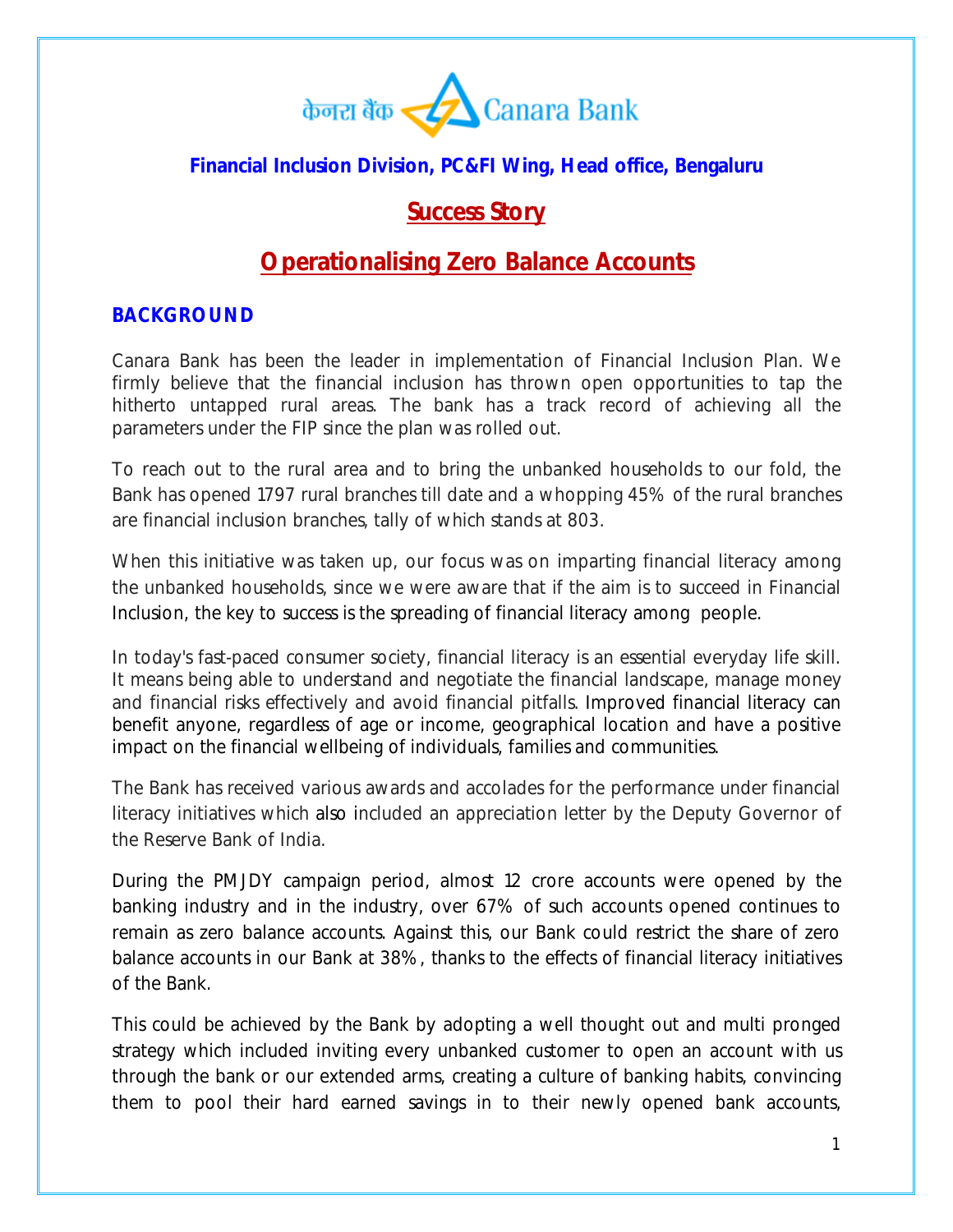केनरा बैंक Canara Bank

**Financial Inclusion Division, PC&FI Wing, Head office, Bengaluru**

# Success Story

# Operationalising Zero Balance Accounts

## BACKGROUND

Canara Bank has been the leader in implementation of Financial Inclusion Plan. We firmly believe that the financial inclusion has thrown open opportunities to tap the hitherto untapped rural areas. The bank has a track record of achieving all the parameters under the FIP since the plan was rolled out.

To reach out to the rural area and to bring the unbanked households to our fold, the Bank has opened 1797 rural branches till date and a whopping 45% of the rural branches are financial inclusion branches, tally of which stands at 803.

When this initiative was taken up, our focus was on imparting financial literacy among the unbanked households, since we were aware that if the aim is to succeed in Financial Inclusion, the key to success is the spreading of financial literacy among people.

In today's fast-paced consumer society, financial literacy is an essential everyday life skill. It means being able to understand and negotiate the financial landscape, manage money and financial risks effectively and avoid financial pitfalls. Improved financial literacy can benefit anyone, regardless of age or income, geographical location and have a positive impact on the financial wellbeing of individuals, families and communities.

The Bank has received various awards and accolades for the performance under financial literacy initiatives which also included an appreciation letter by the Deputy Governor of the Reserve Bank of India.

During the PMJDY campaign period, almost 12 crore accounts were opened by the banking industry and in the industry, over 67% of such accounts opened continues to remain as zero balance accounts. Against this, our Bank could restrict the share of zero balance accounts in our Bank at 38%, thanks to the effects of financial literacy initiatives of the Bank.

This could be achieved by the Bank by adopting a well thought out and multi pronged strategy which included inviting every unbanked customer to open an account with us through the bank or our extended arms, creating a culture of banking habits, convincing them to pool their hard earned savings in to their newly opened bank accounts,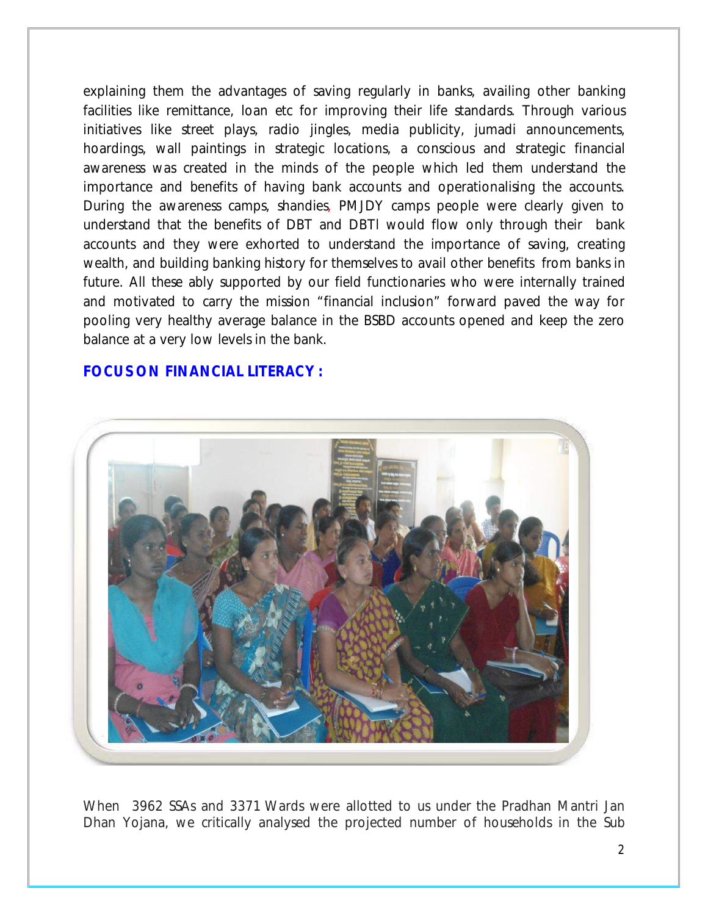explaining them the advantages of saving regularly in banks, availing other banking facilities like remittance, loan etc for improving their life standards. Through various initiatives like street plays, radio jingles, media publicity, jumadi announcements, hoardings, wall paintings in strategic locations, a conscious and strategic financial awareness was created in the minds of the people which led them understand the importance and benefits of having bank accounts and operationalising the accounts. During the awareness camps, shandies, PMJDY camps people were clearly given to understand that the benefits of DBT and DBTl would flow only through their bank accounts and they were exhorted to understand the importance of saving, creating wealth, and building banking history for themselves to avail other benefits from banks in future. All these ably supported by our field functionaries who were internally trained and motivated to carry the mission "financial inclusion" forward paved the way for pooling very healthy average balance in the BSBD accounts opened and keep the zero balance at a very low levels in the bank.

## FOCUS ON FINANCIAL LITERACY :

When 3962 SSAs and 3371 Wards were allotted to us under the Pradhan Mantri Jan Dhan Yojana, we critically analysed the projected number of households in the Sub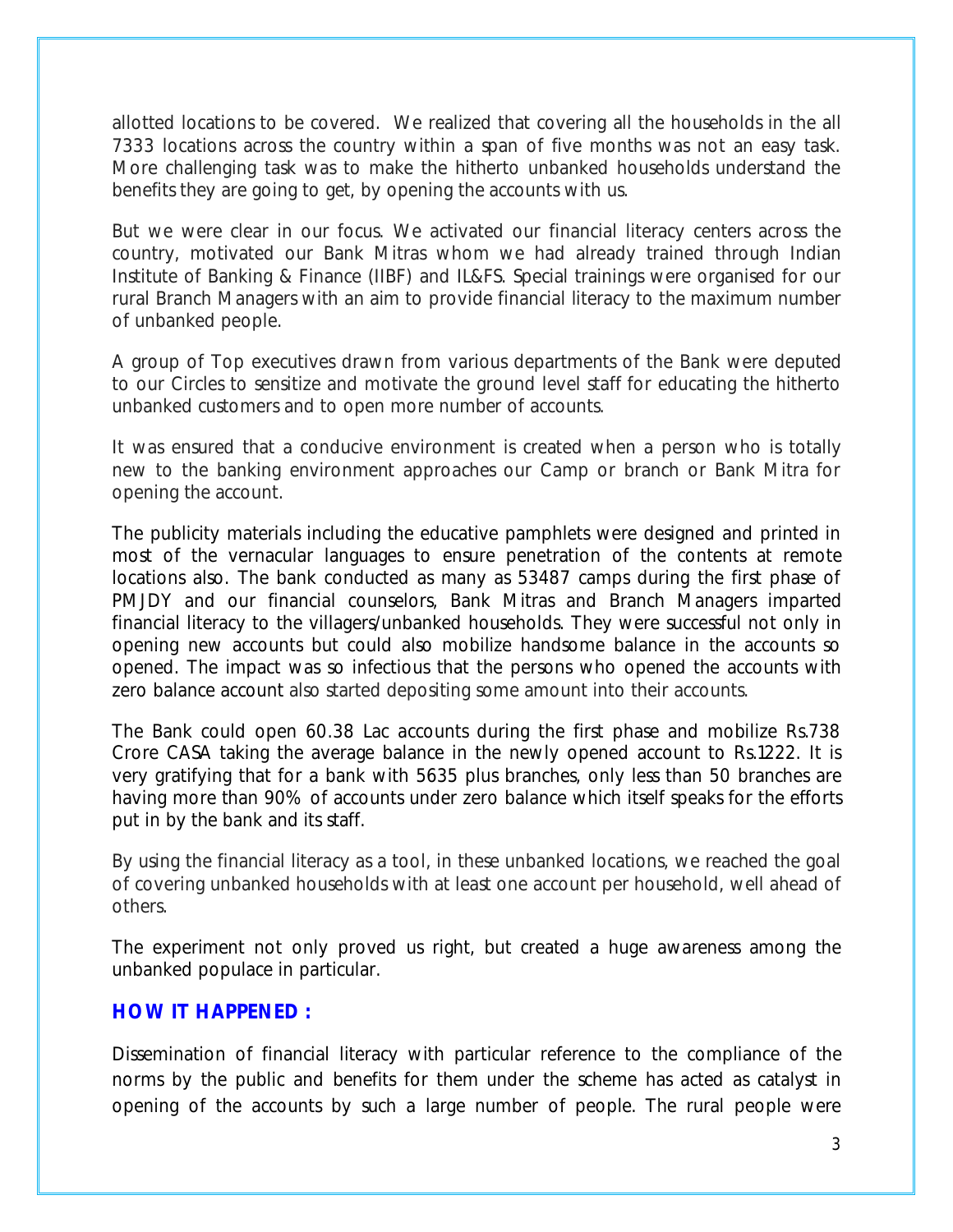allotted locations to be covered. We realized that covering all the households in the all 7333 locations across the country within a span of five months was not an easy task. More challenging task was to make the hitherto unbanked households understand the benefits they are going to get, by opening the accounts with us.

But we were clear in our focus. We activated our financial literacy centers across the country, motivated our Bank Mitras whom we had already trained through Indian Institute of Banking & Finance (IIBF) and IL&FS. Special trainings were organised for our rural Branch Managers with an aim to provide financial literacy to the maximum number of unbanked people.

A group of Top executives drawn from various departments of the Bank were deputed to our Circles to sensitize and motivate the ground level staff for educating the hitherto unbanked customers and to open more number of accounts.

It was ensured that a conducive environment is created when a person who is totally new to the banking environment approaches our Camp or branch or Bank Mitra for opening the account.

The publicity materials including the educative pamphlets were designed and printed in most of the vernacular languages to ensure penetration of the contents at remote locations also. The bank conducted as many as 53487 camps during the first phase of PMJDY and our financial counselors, Bank Mitras and Branch Managers imparted financial literacy to the villagers/unbanked households. They were successful not only in opening new accounts but could also mobilize handsome balance in the accounts so opened. The impact was so infectious that the persons who opened the accounts with zero balance account also started depositing some amount into their accounts.

The Bank could open 60.38 Lac accounts during the first phase and mobilize Rs.738 Crore CASA taking the average balance in the newly opened account to Rs.1222. It is very gratifying that for a bank with 5635 plus branches, only less than 50 branches are having more than 90% of accounts under zero balance which itself speaks for the efforts put in by the bank and its staff.

By using the financial literacy as a tool, in these unbanked locations, we reached the goal of covering unbanked households with at least one account per household, well ahead of others.

The experiment not only proved us right, but created a huge awareness among the unbanked populace in particular.

## HOW IT HAPPENED :

Dissemination of financial literacy with particular reference to the compliance of the norms by the public and benefits for them under the scheme has acted as catalyst in opening of the accounts by such a large number of people. The rural people were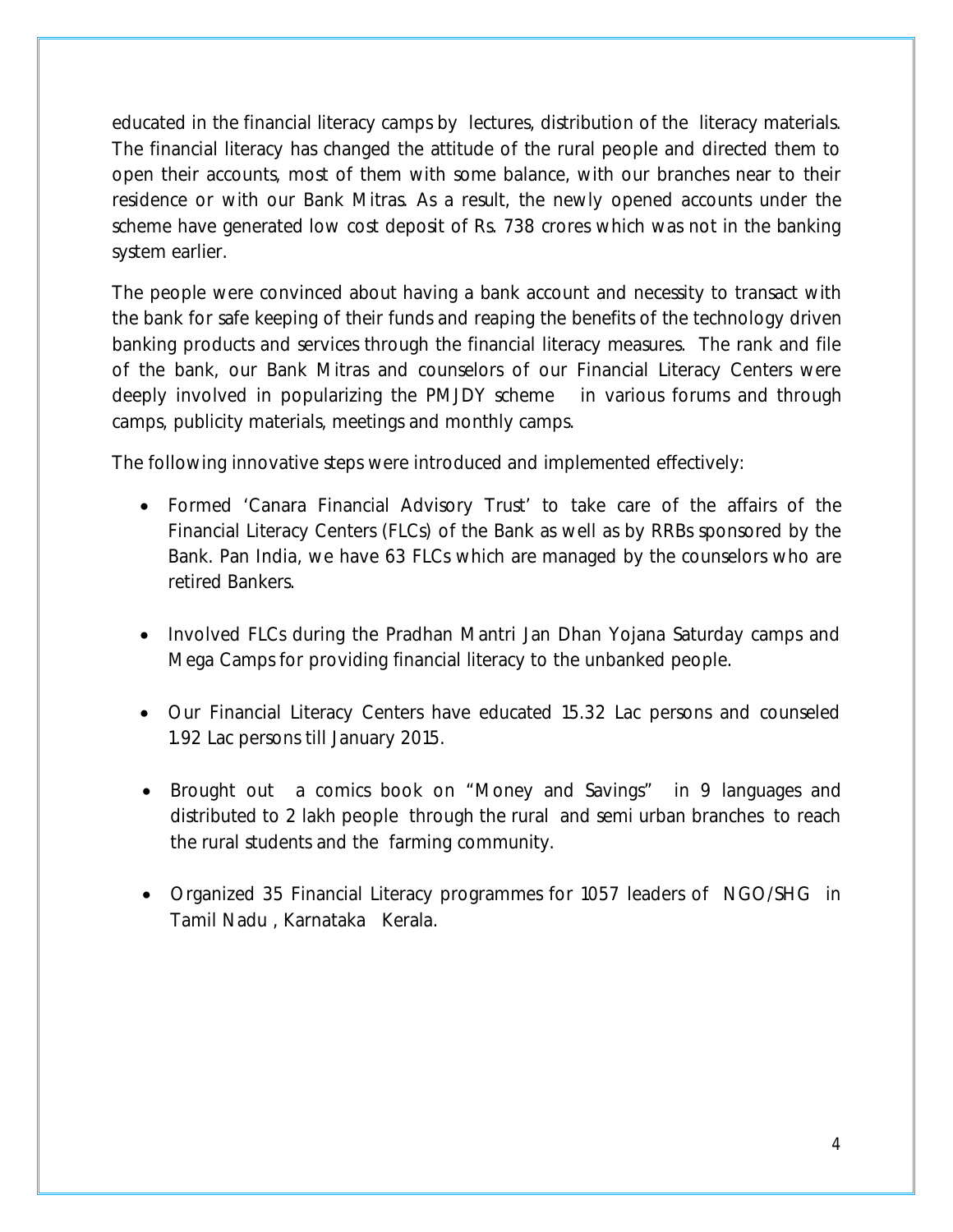educated in the financial literacy camps by lectures, distribution of the literacy materials. The financial literacy has changed the attitude of the rural people and directed them to open their accounts, most of them with some balance, with our branches near to their residence or with our Bank Mitras. As a result, the newly opened accounts under the scheme have generated low cost deposit of Rs. 738 crores which was not in the banking system earlier.

The people were convinced about having a bank account and necessity to transact with the bank for safe keeping of their funds and reaping the benefits of the technology driven banking products and services through the financial literacy measures. The rank and file of the bank, our Bank Mitras and counselors of our Financial Literacy Centers were deeply involved in popularizing the PMJDY scheme in various forums and through camps, publicity materials, meetings and monthly camps.

The following innovative steps were introduced and implemented effectively:

- Formed 'Canara Financial Advisory Trust' to take care of the affairs of the Financial Literacy Centers (FLCs) of the Bank as well as by RRBs sponsored by the Bank. Pan India, we have 63 FLCs which are managed by the counselors who are retired Bankers.
- Involved FLCs during the Pradhan Mantri Jan Dhan Yojana Saturday camps and Mega Camps for providing financial literacy to the unbanked people.
- Our Financial Literacy Centers have educated 15.32 Lac persons and counseled 1.92 Lac persons till January 2015.
- Brought out a comics book on "Money and Savings" in 9 languages and distributed to 2 lakh people through the rural and semi urban branches to reach the rural students and the farming community.
- Organized 35 Financial Literacy programmes for 1057 leaders of NGO/SHG in Tamil Nadu , Karnataka Kerala.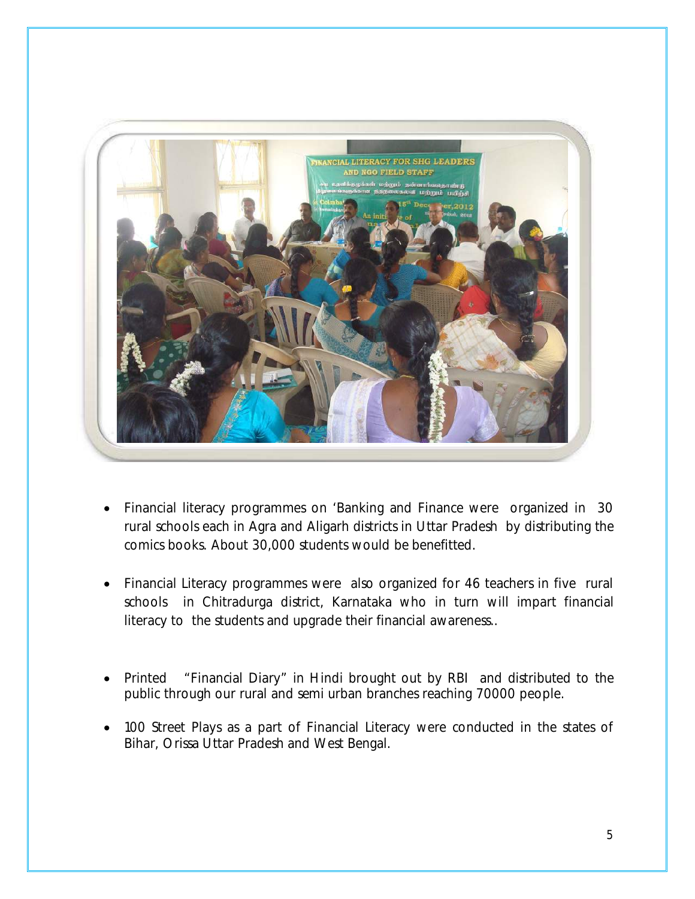- Financial literacy programmes on 'Banking and Finance were organized in 30 rural schools each in Agra and Aligarh districts in Uttar Pradesh by distributing the comics books. About 30,000 students would be benefitted.
- Financial Literacy programmes were also organized for 46 teachers in five rural schools in Chitradurga district, Karnataka who in turn will impart financial literacy to the students and upgrade their financial awareness..
- Printed "Financial Diary" in Hindi brought out by RBI and distributed to the public through our rural and semi urban branches reaching 70000 people.
- 100 Street Plays as a part of Financial Literacy were conducted in the states of Bihar, Orissa Uttar Pradesh and West Bengal.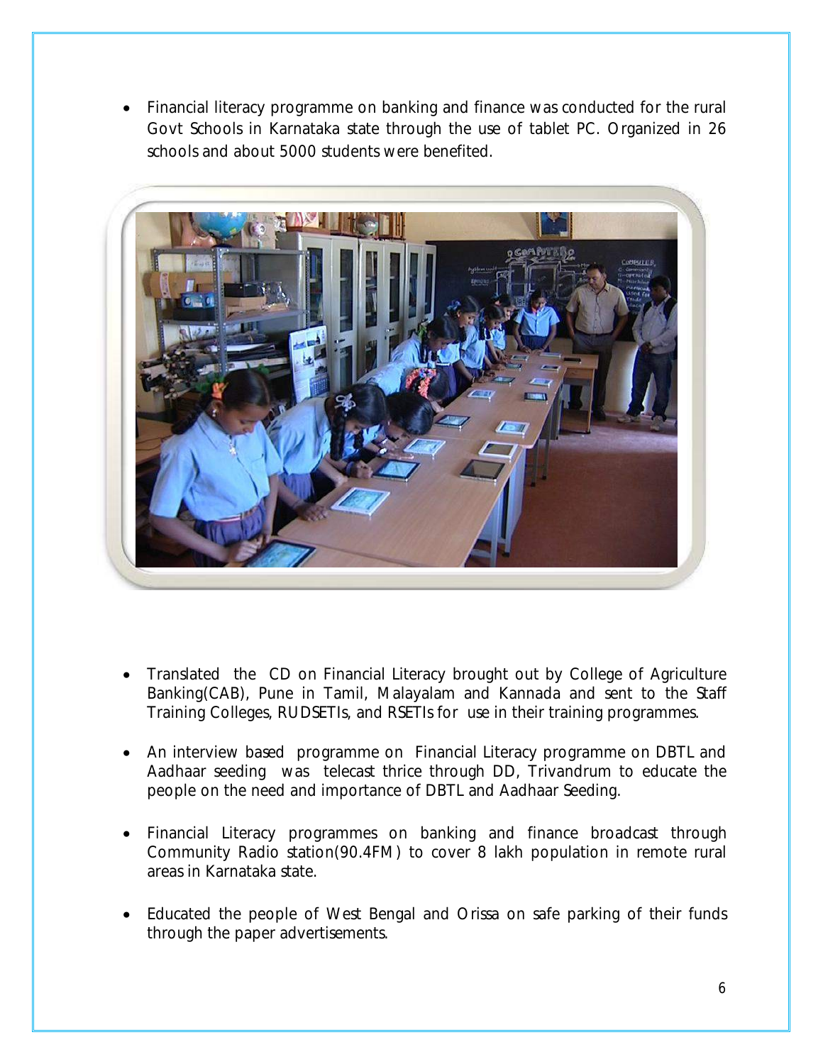- Financial literacy programme on banking and finance was conducted for the rural Govt Schools in Karnataka state through the use of tablet PC. Organized in 26 schools and about 5000 students were benefited.

- Translated the CD on Financial Literacy brought out by College of Agriculture Banking(CAB), Pune in Tamil, Malayalam and Kannada and sent to the Staff Training Colleges, RUDSETIs, and RSETIs for use in their training programmes.

- An interview based programme on Financial Literacy programme on DBTL and Aadhaar seeding was telecast thrice through DD, Trivandrum to educate the people on the need and importance of DBTL and Aadhaar Seeding.

- Financial Literacy programmes on banking and finance broadcast through Community Radio station(90.4FM) to cover 8 lakh population in remote rural areas in Karnataka state.

- Educated the people of West Bengal and Orissa on safe parking of their funds through the paper advertisements.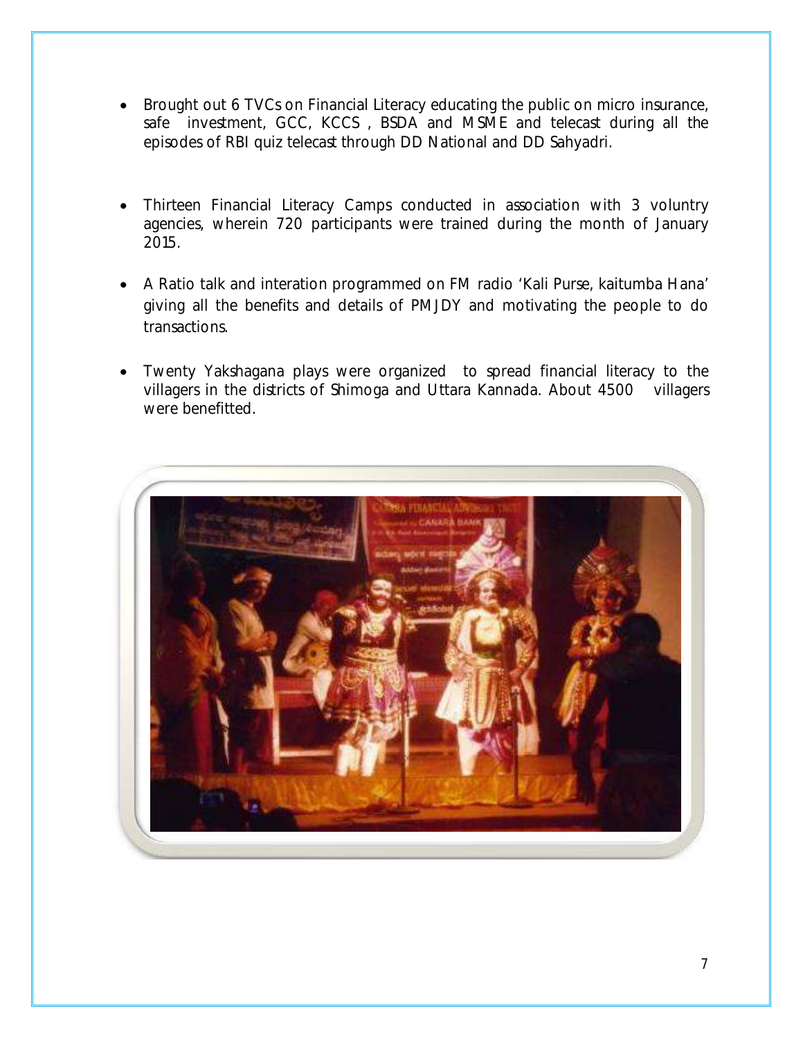- Brought out 6 TVCs on Financial Literacy educating the public on micro insurance, safe investment, GCC, KCCS , BSDA and MSME and telecast during all the episodes of RBI quiz telecast through DD National and DD Sahyadri.

- Thirteen Financial Literacy Camps conducted in association with 3 voluntry agencies, wherein 720 participants were trained during the month of January 2015.

- A Ratio talk and interation programmed on FM radio 'Kali Purse, kaitumba Hana' giving all the benefits and details of PMJDY and motivating the people to do transactions.

- Twenty Yakshagana plays were organized to spread financial literacy to the villagers in the districts of Shimoga and Uttara Kannada. About 4500 villagers were benefitted.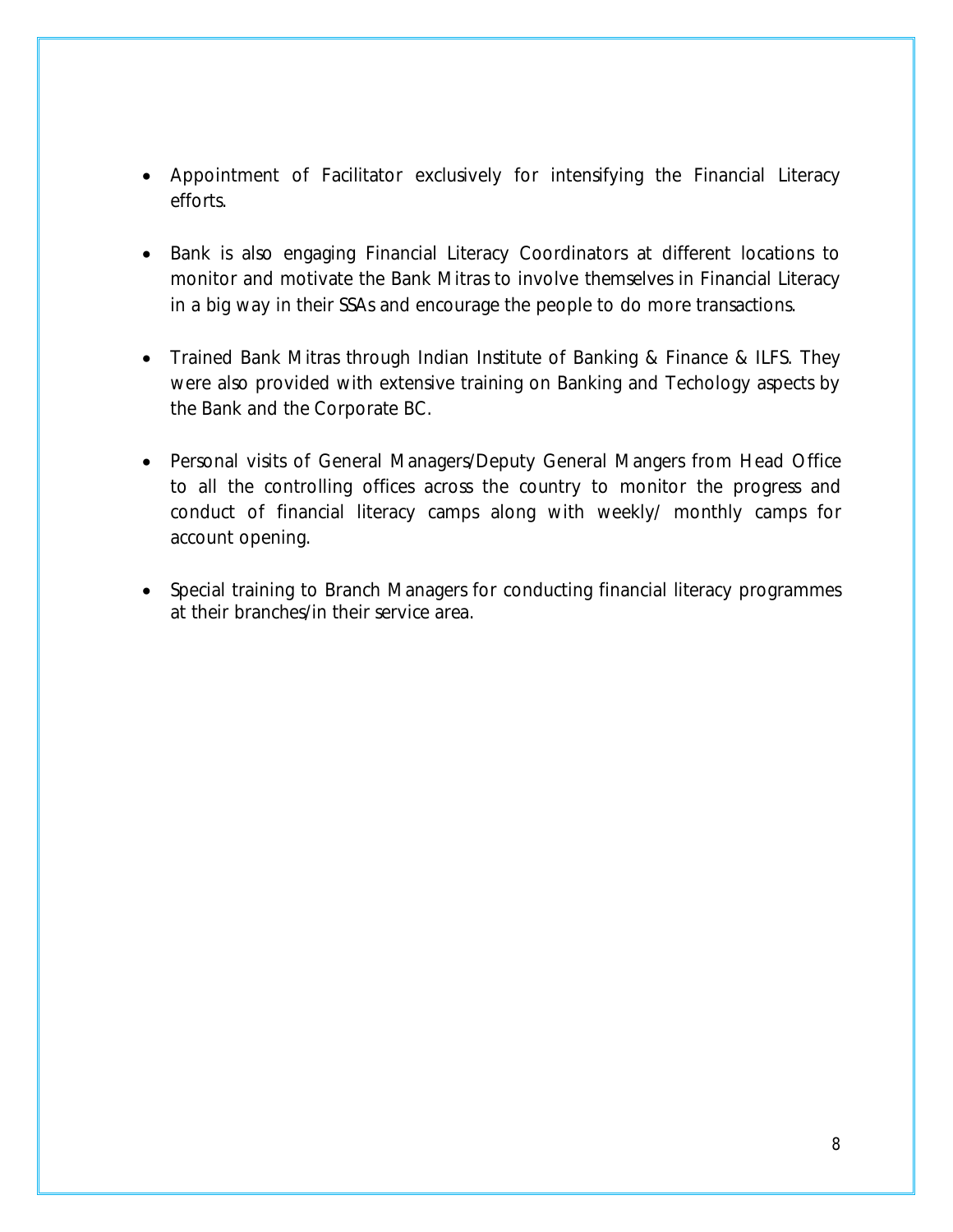- Appointment of Facilitator exclusively for intensifying the Financial Literacy efforts.

- Bank is also engaging Financial Literacy Coordinators at different locations to monitor and motivate the Bank Mitras to involve themselves in Financial Literacy in a big way in their SSAs and encourage the people to do more transactions.

- Trained Bank Mitras through Indian Institute of Banking & Finance & ILFS. They were also provided with extensive training on Banking and Techology aspects by the Bank and the Corporate BC.

- Personal visits of General Managers/Deputy General Mangers from Head Office to all the controlling offices across the country to monitor the progress and conduct of financial literacy camps along with weekly/ monthly camps for account opening.

- Special training to Branch Managers for conducting financial literacy programmes at their branches/in their service area.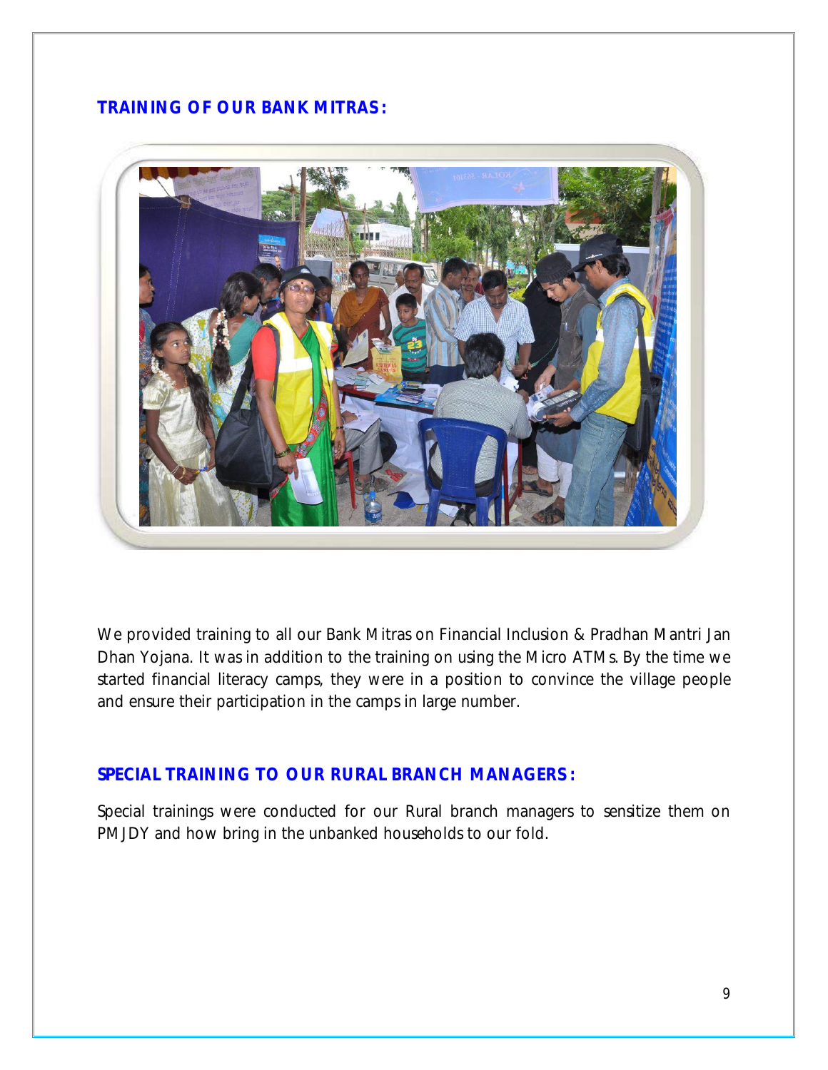## TRAINING OF OUR BANK MITRAS:

We provided training to all our Bank Mitras on Financial Inclusion & Pradhan Mantri Jan Dhan Yojana. It was in addition to the training on using the Micro ATMs. By the time we started financial literacy camps, they were in a position to convince the village people and ensure their participation in the camps in large number.

## SPECIAL TRAINING TO OUR RURAL BRANCH MANAGERS:

Special trainings were conducted for our Rural branch managers to sensitize them on PMJDY and how bring in the unbanked households to our fold.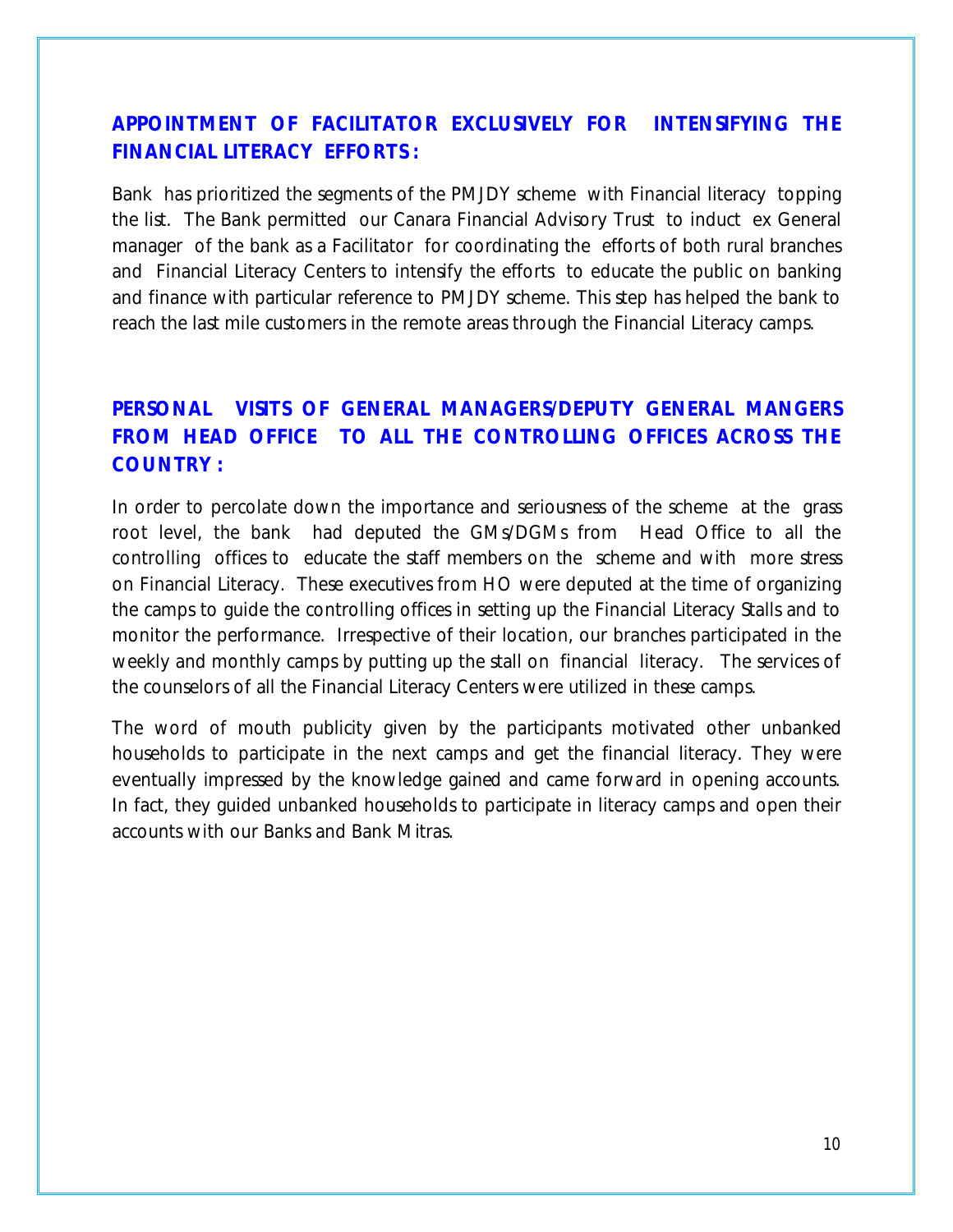## APPOINTMENT OF FACILITATOR EXCLUSIVELY FOR INTENSIFYING THE FINANCIAL LITERACY EFFORTS :

Bank has prioritized the segments of the PMJDY scheme with Financial literacy topping the list. The Bank permitted our Canara Financial Advisory Trust to induct ex General manager of the bank as a Facilitator for coordinating the efforts of both rural branches and Financial Literacy Centers to intensify the efforts to educate the public on banking and finance with particular reference to PMJDY scheme. This step has helped the bank to reach the last mile customers in the remote areas through the Financial Literacy camps.

## PERSONAL VISITS OF GENERAL MANAGERS/DEPUTY GENERAL MANGERS FROM HEAD OFFICE TO ALL THE CONTROLLING OFFICES ACROSS THE COUNTRY :

In order to percolate down the importance and seriousness of the scheme at the grass root level, the bank had deputed the GMs/DGMs from Head Office to all the controlling offices to educate the staff members on the scheme and with more stress on Financial Literacy. These executives from HO were deputed at the time of organizing the camps to guide the controlling offices in setting up the Financial Literacy Stalls and to monitor the performance. Irrespective of their location, our branches participated in the weekly and monthly camps by putting up the stall on financial literacy. The services of the counselors of all the Financial Literacy Centers were utilized in these camps.

The word of mouth publicity given by the participants motivated other unbanked households to participate in the next camps and get the financial literacy. They were eventually impressed by the knowledge gained and came forward in opening accounts. In fact, they guided unbanked households to participate in literacy camps and open their accounts with our Banks and Bank Mitras.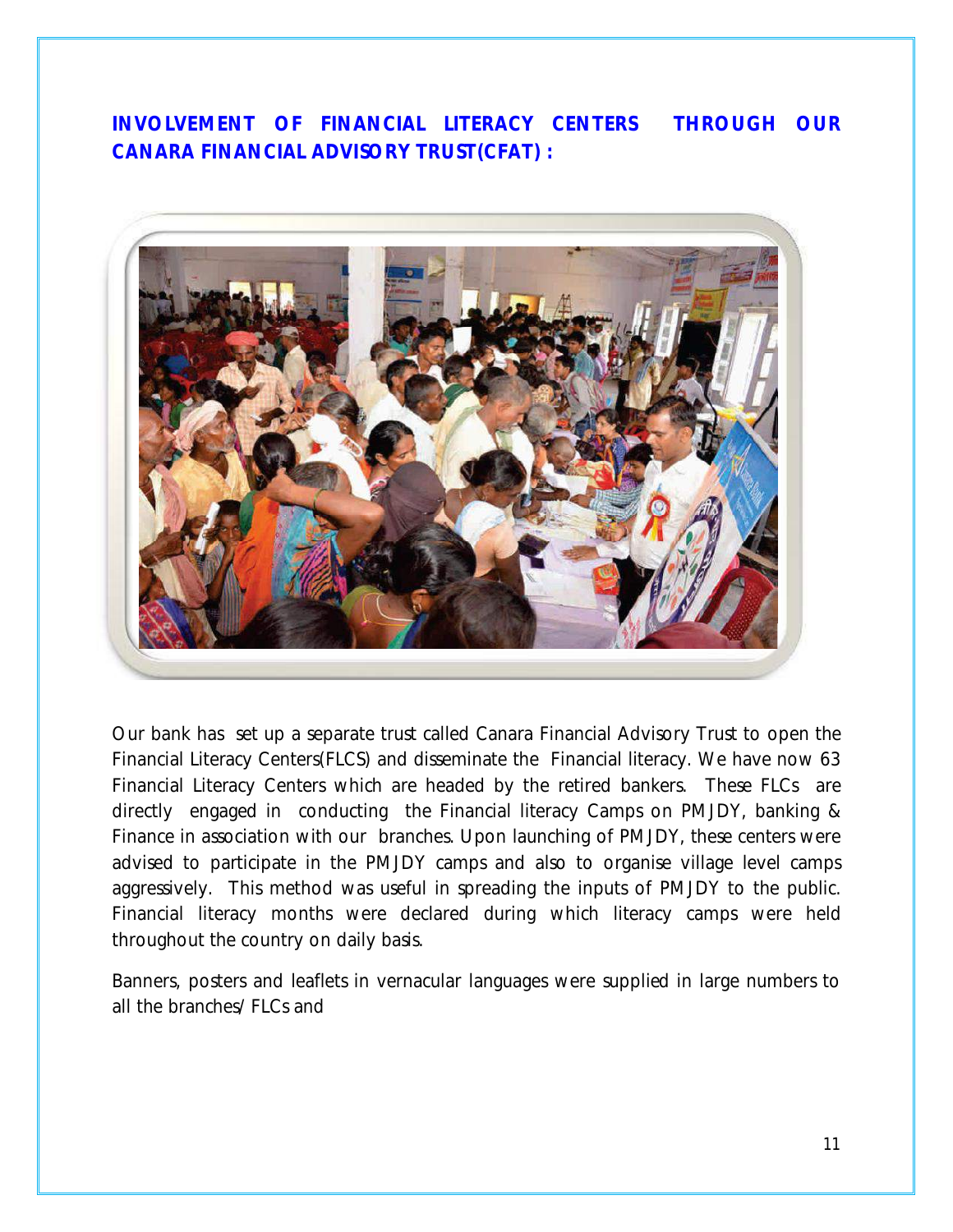## INVOLVEMENT OF FINANCIAL LITERACY CENTERS THROUGH OUR CANARA FINANCIAL ADVISORY TRUST(CFAT) :

Our bank has set up a separate trust called Canara Financial Advisory Trust to open the Financial Literacy Centers(FLCS) and disseminate the Financial literacy. We have now 63 Financial Literacy Centers which are headed by the retired bankers. These FLCs are directly engaged in conducting the Financial literacy Camps on PMJDY, banking & Finance in association with our branches. Upon launching of PMJDY, these centers were advised to participate in the PMJDY camps and also to organise village level camps aggressively. This method was useful in spreading the inputs of PMJDY to the public. Financial literacy months were declared during which literacy camps were held throughout the country on daily basis.

Banners, posters and leaflets in vernacular languages were supplied in large numbers to all the branches/ FLCs and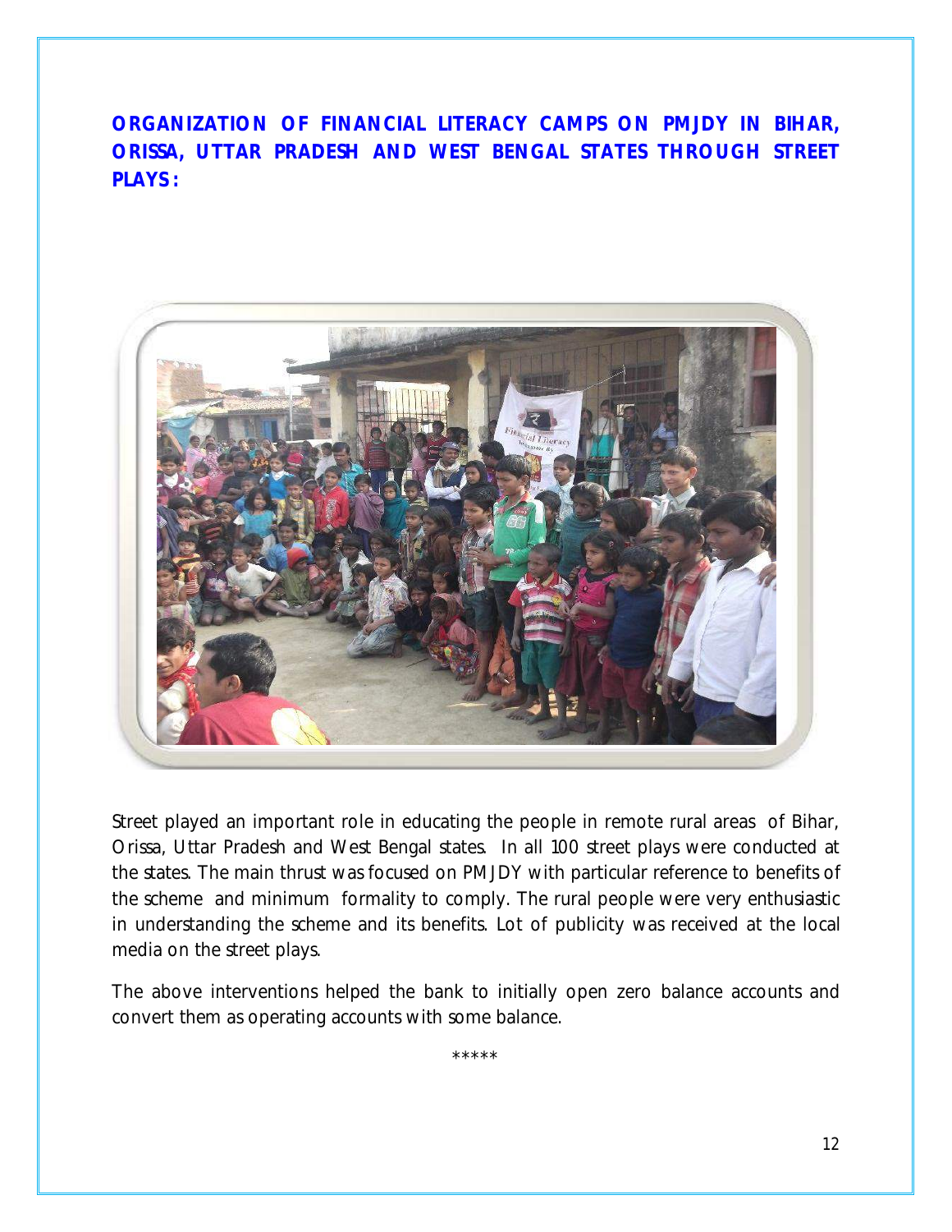## ORGANIZATION OF FINANCIAL LITERACY CAMPS ON PMJDY IN BIHAR, ORISSA, UTTAR PRADESH AND WEST BENGAL STATES THROUGH STREET PLAYS :

Street played an important role in educating the people in remote rural areas of Bihar, Orissa, Uttar Pradesh and West Bengal states. In all 100 street plays were conducted at the states. The main thrust was focused on PMJDY with particular reference to benefits of the scheme and minimum formality to comply. The rural people were very enthusiastic in understanding the scheme and its benefits. Lot of publicity was received at the local media on the street plays.

The above interventions helped the bank to initially open zero balance accounts and convert them as operating accounts with some balance.

*****